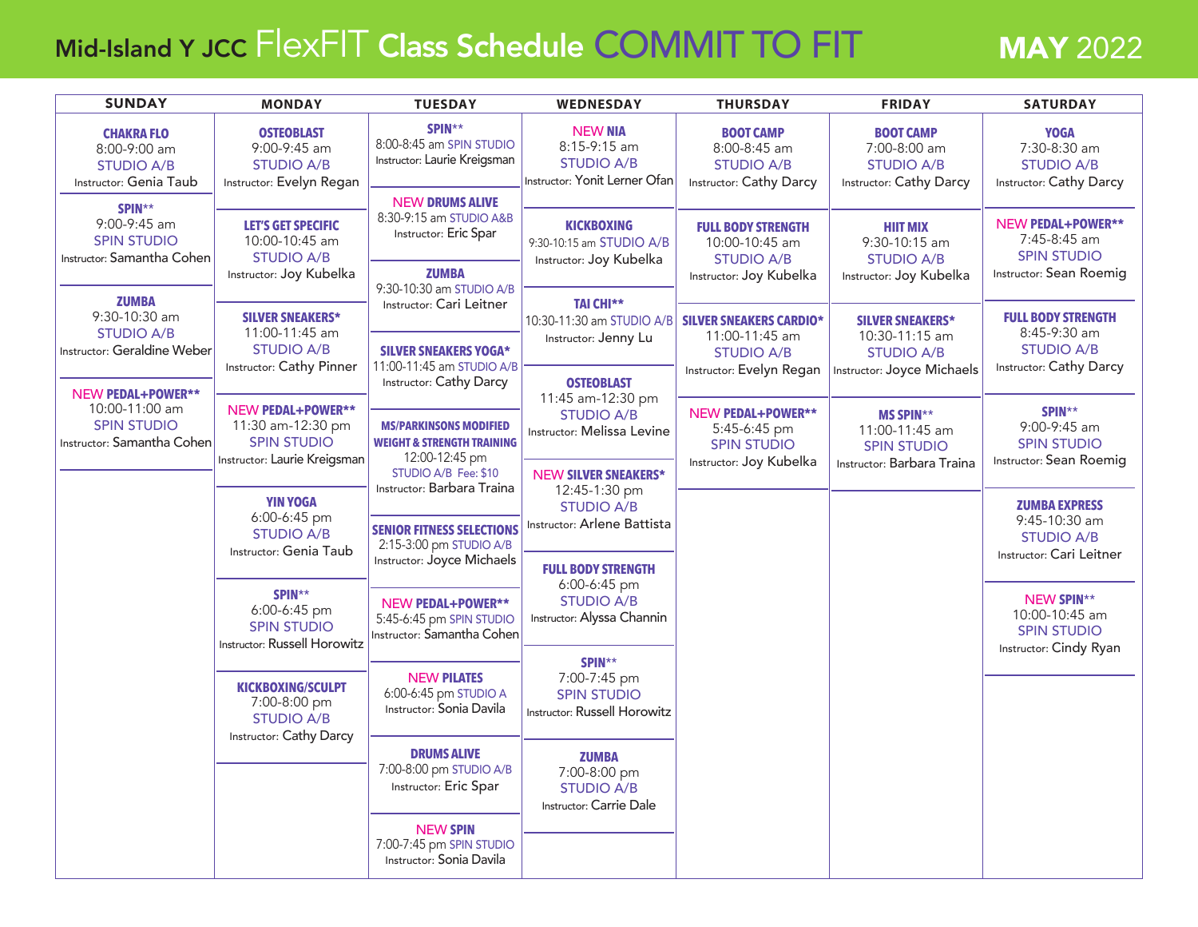# Mid-Island Y JCC FlexFIT Class Schedule COMMIT TO FIT

## MAY 2022

| SUNDAY | MONDAY | TUESDAY | WEDNESDAY | THURSDAY | FRIDAY | SATURDAY |
|---|---|---|---|---|---|---|
| **CHAKRA FLO**<br>8:00-9:00 am<br>STUDIO A/B<br>Instructor: Genia Taub | **OSTEOBLAST**<br>9:00-9:45 am<br>STUDIO A/B<br>Instructor: Evelyn Regan | **SPIN****<br>8:00-8:45 am SPIN STUDIO<br>Instructor: Laurie Kreigsman | **NEW NIA**<br>8:15-9:15 am<br>STUDIO A/B<br>Instructor: Yonit Lerner Ofan | **BOOT CAMP**<br>8:00-8:45 am<br>STUDIO A/B<br>Instructor: Cathy Darcy | **BOOT CAMP**<br>7:00-8:00 am<br>STUDIO A/B<br>Instructor: Cathy Darcy | **YOGA**<br>7:30-8:30 am<br>STUDIO A/B<br>Instructor: Cathy Darcy |
| **SPIN****<br>9:00-9:45 am<br>SPIN STUDIO<br>Instructor: Samantha Cohen | **LET'S GET SPECIFIC**<br>10:00-10:45 am<br>STUDIO A/B<br>Instructor: Joy Kubelka | **NEW DRUMS ALIVE**<br>8:30-9:15 am STUDIO A&B<br>Instructor: Eric Spar | **KICKBOXING**<br>9:30-10:15 am STUDIO A/B<br>Instructor: Joy Kubelka | **FULL BODY STRENGTH**<br>10:00-10:45 am<br>STUDIO A/B<br>Instructor: Joy Kubelka | **HIIT MIX**<br>9:30-10:15 am<br>STUDIO A/B<br>Instructor: Joy Kubelka | **NEW PEDAL+POWER****<br>7:45-8:45 am<br>SPIN STUDIO<br>Instructor: Sean Roemig |
| **ZUMBA**<br>9:30-10:30 am<br>STUDIO A/B<br>Instructor: Geraldine Weber | **SILVER SNEAKERS***<br>11:00-11:45 am<br>STUDIO A/B<br>Instructor: Cathy Pinner | **ZUMBA**<br>9:30-10:30 am STUDIO A/B<br>Instructor: Cari Leitner | **TAI CHI****<br>10:30-11:30 am STUDIO A/B<br>Instructor: Jenny Lu | **SILVER SNEAKERS CARDIO***<br>11:00-11:45 am<br>STUDIO A/B<br>Instructor: Evelyn Regan | **SILVER SNEAKERS***<br>10:30-11:15 am<br>STUDIO A/B<br>Instructor: Joyce Michaels | **FULL BODY STRENGTH**<br>8:45-9:30 am<br>STUDIO A/B<br>Instructor: Cathy Darcy |
| **NEW PEDAL+POWER****<br>10:00-11:00 am<br>SPIN STUDIO<br>Instructor: Samantha Cohen | **NEW PEDAL+POWER****<br>11:30 am-12:30 pm<br>SPIN STUDIO<br>Instructor: Laurie Kreigsman | **SILVER SNEAKERS YOGA***<br>11:00-11:45 am STUDIO A/B<br>Instructor: Cathy Darcy | **OSTEOBLAST**<br>11:45 am-12:30 pm<br>STUDIO A/B<br>Instructor: Melissa Levine | **NEW PEDAL+POWER****<br>5:45-6:45 pm<br>SPIN STUDIO<br>Instructor: Joy Kubelka | **MS SPIN****<br>11:00-11:45 am<br>SPIN STUDIO<br>Instructor: Barbara Traina | **SPIN****<br>9:00-9:45 am<br>SPIN STUDIO<br>Instructor: Sean Roemig |
| | **YIN YOGA**<br>6:00-6:45 pm<br>STUDIO A/B<br>Instructor: Genia Taub | **MS/PARKINSONS MODIFIED WEIGHT & STRENGTH TRAINING**<br>12:00-12:45 pm<br>STUDIO A/B Fee: $10<br>Instructor: Barbara Traina | **NEW SILVER SNEAKERS***<br>12:45-1:30 pm<br>STUDIO A/B<br>Instructor: Arlene Battista | | | **ZUMBA EXPRESS**<br>9:45-10:30 am<br>STUDIO A/B<br>Instructor: Cari Leitner |
| | **SPIN****<br>6:00-6:45 pm<br>SPIN STUDIO<br>Instructor: Russell Horowitz | **SENIOR FITNESS SELECTIONS**<br>2:15-3:00 pm STUDIO A/B<br>Instructor: Joyce Michaels | **FULL BODY STRENGTH**<br>6:00-6:45 pm<br>STUDIO A/B<br>Instructor: Alyssa Channin | | | **NEW SPIN****<br>10:00-10:45 am<br>SPIN STUDIO<br>Instructor: Cindy Ryan |
| | **KICKBOXING/SCULPT**<br>7:00-8:00 pm<br>STUDIO A/B<br>Instructor: Cathy Darcy | **NEW PEDAL+POWER****<br>5:45-6:45 pm SPIN STUDIO<br>Instructor: Samantha Cohen | **SPIN****<br>7:00-7:45 pm<br>SPIN STUDIO<br>Instructor: Russell Horowitz | | | |
| | | **NEW PILATES**<br>6:00-6:45 pm STUDIO A<br>Instructor: Sonia Davila | **ZUMBA**<br>7:00-8:00 pm<br>STUDIO A/B<br>Instructor: Carrie Dale | | | |
| | | **DRUMS ALIVE**<br>7:00-8:00 pm STUDIO A/B<br>Instructor: Eric Spar | | | | |
| | | **NEW SPIN**<br>7:00-7:45 pm SPIN STUDIO<br>Instructor: Sonia Davila | | | | |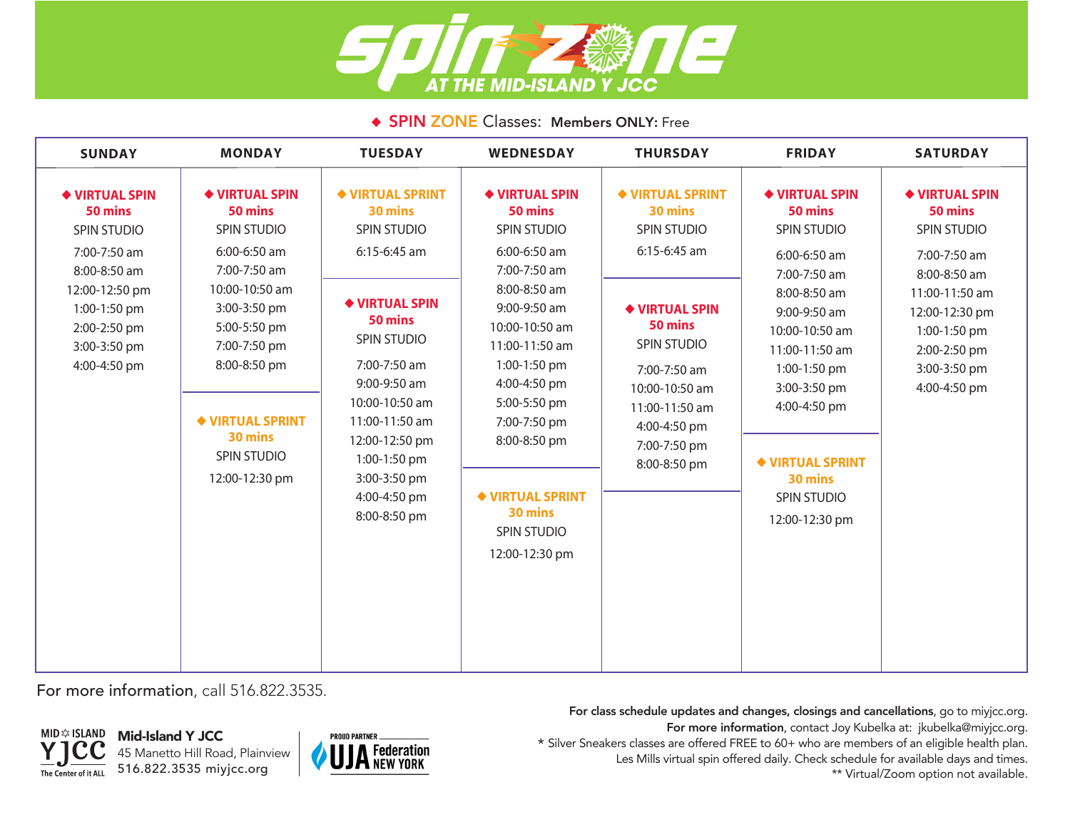# SPIN ZONE
## AT THE MID-ISLAND Y JCC

◆ **SPIN ZONE** Classes: **Members ONLY:** Free

| SUNDAY | MONDAY | TUESDAY | WEDNESDAY | THURSDAY | FRIDAY | SATURDAY |
|---|---|---|---|---|---|---|
| **◆ VIRTUAL SPIN 50 mins**<br>SPIN STUDIO<br>7:00-7:50 am<br>8:00-8:50 am<br>12:00-12:50 pm<br>1:00-1:50 pm<br>2:00-2:50 pm<br>3:00-3:50 pm<br>4:00-4:50 pm | **◆ VIRTUAL SPIN 50 mins**<br>SPIN STUDIO<br>6:00-6:50 am<br>7:00-7:50 am<br>10:00-10:50 am<br>3:00-3:50 pm<br>5:00-5:50 pm<br>7:00-7:50 pm<br>8:00-8:50 pm<br><br>**◆ VIRTUAL SPRINT 30 mins**<br>SPIN STUDIO<br>12:00-12:30 pm | **◆ VIRTUAL SPRINT 30 mins**<br>SPIN STUDIO<br>6:15-6:45 am<br><br>**◆ VIRTUAL SPIN 50 mins**<br>SPIN STUDIO<br>7:00-7:50 am<br>9:00-9:50 am<br>10:00-10:50 am<br>11:00-11:50 am<br>12:00-12:50 pm<br>1:00-1:50 pm<br>3:00-3:50 pm<br>4:00-4:50 pm<br>8:00-8:50 pm | **◆ VIRTUAL SPIN 50 mins**<br>SPIN STUDIO<br>6:00-6:50 am<br>7:00-7:50 am<br>8:00-8:50 am<br>9:00-9:50 am<br>10:00-10:50 am<br>11:00-11:50 am<br>1:00-1:50 pm<br>4:00-4:50 pm<br>5:00-5:50 pm<br>7:00-7:50 pm<br>8:00-8:50 pm<br><br>**◆ VIRTUAL SPRINT 30 mins**<br>SPIN STUDIO<br>12:00-12:30 pm | **◆ VIRTUAL SPRINT 30 mins**<br>SPIN STUDIO<br>6:15-6:45 am<br><br>**◆ VIRTUAL SPIN 50 mins**<br>SPIN STUDIO<br>7:00-7:50 am<br>10:00-10:50 am<br>11:00-11:50 am<br>4:00-4:50 pm<br>7:00-7:50 pm<br>8:00-8:50 pm | **◆ VIRTUAL SPIN 50 mins**<br>SPIN STUDIO<br>6:00-6:50 am<br>7:00-7:50 am<br>8:00-8:50 am<br>9:00-9:50 am<br>10:00-10:50 am<br>11:00-11:50 am<br>1:00-1:50 pm<br>3:00-3:50 pm<br>4:00-4:50 pm<br><br>**◆ VIRTUAL SPRINT 30 mins**<br>SPIN STUDIO<br>12:00-12:30 pm | **◆ VIRTUAL SPIN 50 mins**<br>SPIN STUDIO<br>7:00-7:50 am<br>8:00-8:50 am<br>11:00-11:50 am<br>12:00-12:30 pm<br>1:00-1:50 pm<br>2:00-2:50 pm<br>3:00-3:50 pm<br>4:00-4:50 pm |

For more information, call 516.822.3535.

MID ✡ ISLAND YJCC The Center of it ALL

**Mid-Island Y JCC**
45 Manetto Hill Road, Plainview
516.822.3535 miyjcc.org

PROUD PARTNER UJA Federation NEW YORK

**For class schedule updates and changes, closings and cancellations**, go to miyjcc.org.
**For more information**, contact Joy Kubelka at: jkubelka@miyjcc.org.
* Silver Sneakers classes are offered FREE to 60+ who are members of an eligible health plan.
Les Mills virtual spin offered daily. Check schedule for available days and times.
** Virtual/Zoom option not available.